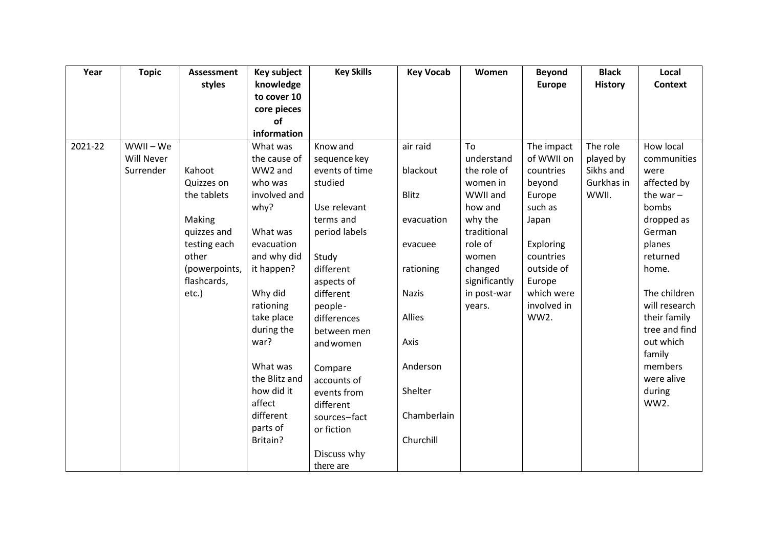| Year | Topic | Assessment styles | Key subject knowledge to cover 10 core pieces of information | Key Skills | Key Vocab | Women | Beyond Europe | Black History | Local Context |
|---|---|---|---|---|---|---|---|---|---|
| 2021-22 | WWII – We Will Never Surrender | Kahoot Quizzes on the tablets<br><br>Making quizzes and testing each other (powerpoints, flashcards, etc.) | What was the cause of WW2 and who was involved and why?<br><br>What was evacuation and why did it happen?<br><br>Why did rationing take place during the war?<br><br>What was the Blitz and how did it affect different parts of Britain? | Know and sequence key events of time studied<br><br>Use relevant terms and period labels<br><br>Study different aspects of different people- differences between men and women<br><br>Compare accounts of events from different sources–fact or fiction<br><br>Discuss why there are | air raid<br><br>blackout<br><br>Blitz<br><br>evacuation<br><br>evacuee<br><br>rationing<br><br>Nazis<br><br>Allies<br><br>Axis<br><br>Anderson<br><br>Shelter<br><br>Chamberlain<br><br>Churchill | To understand the role of women in WWII and how and why the traditional role of women changed significantly in post-war years. | The impact of WWII on countries beyond Europe such as Japan<br><br>Exploring countries outside of Europe which were involved in WW2. | The role played by Sikhs and Gurkhas in WWII. | How local communities were affected by the war – bombs dropped as German planes returned home.<br><br>The children will research their family tree and find out which family members were alive during WW2. |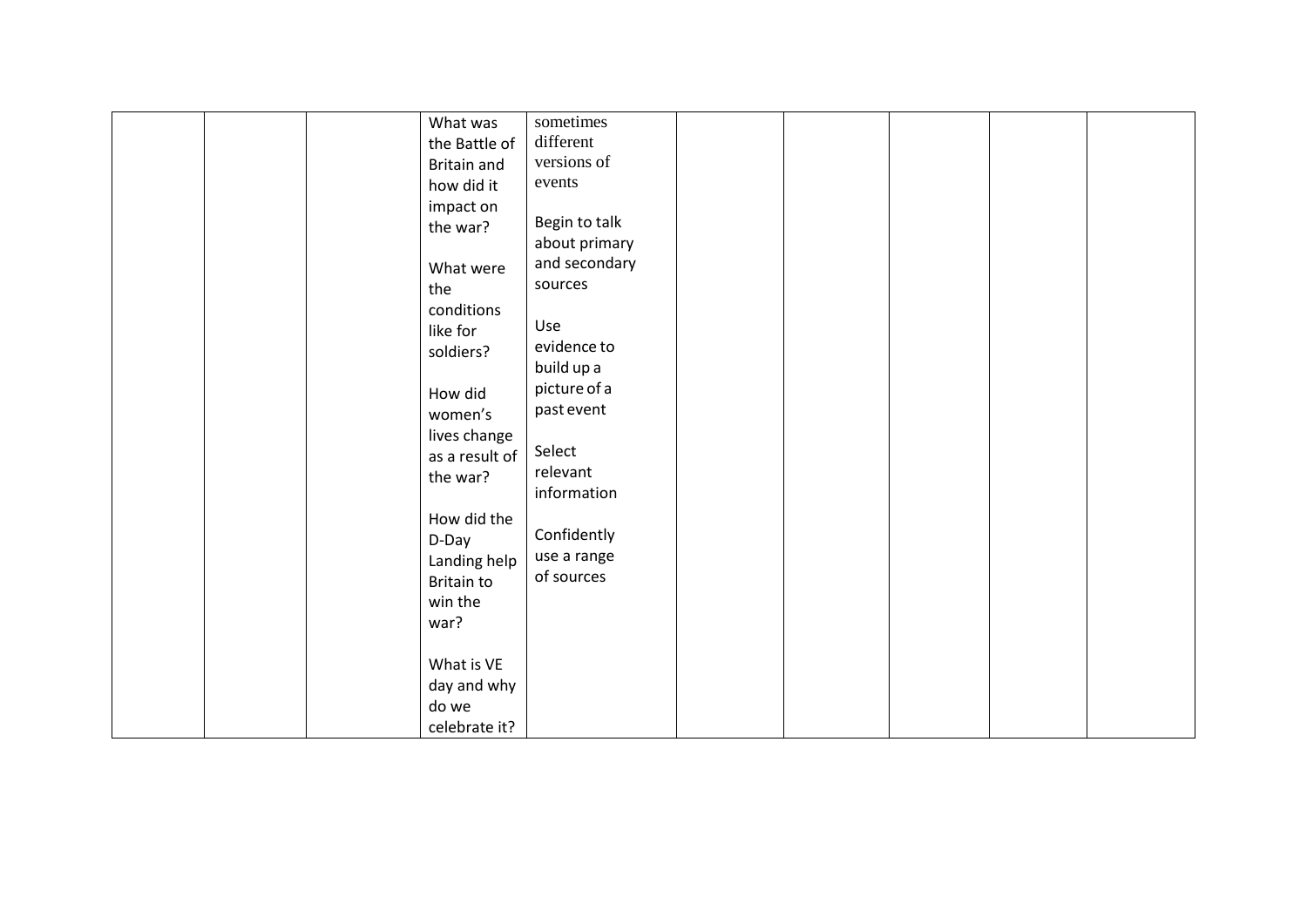| | | | | | | | | | |
|---|---|---|---|---|---|---|---|---|---|
| | | | What was the Battle of Britain and how did it impact on the war?<br><br>What were the conditions like for soldiers?<br><br>How did women's lives change as a result of the war?<br><br>How did the D-Day Landing help Britain to win the war?<br><br>What is VE day and why do we celebrate it? | sometimes different versions of events<br><br>Begin to talk about primary and secondary sources<br><br>Use evidence to build up a picture of a past event<br><br>Select relevant information<br><br>Confidently use a range of sources | | | | | |